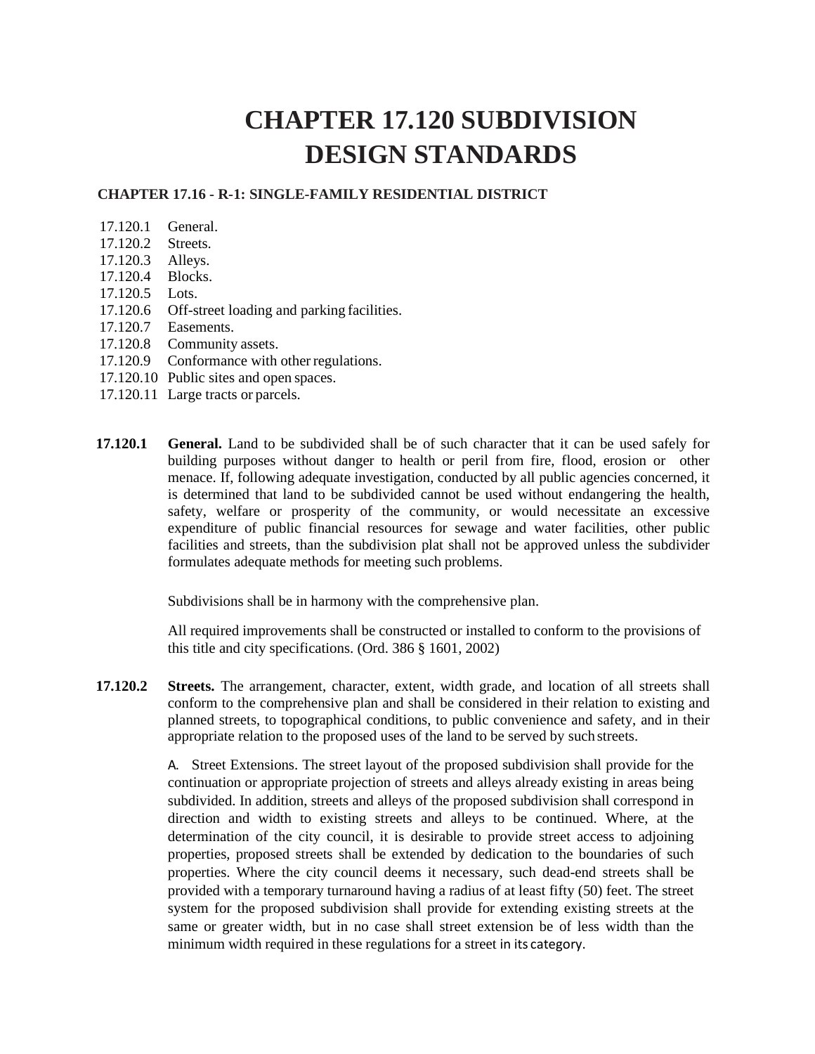# CHAPTER 17.120 SUBDIVISION DESIGN STANDARDS

**CHAPTER 17.16 - R-1: SINGLE-FAMILY RESIDENTIAL DISTRICT**

17.120.1 General.
17.120.2 Streets.
17.120.3 Alleys.
17.120.4 Blocks.
17.120.5 Lots.
17.120.6 Off-street loading and parking facilities.
17.120.7 Easements.
17.120.8 Community assets.
17.120.9 Conformance with other regulations.
17.120.10 Public sites and open spaces.
17.120.11 Large tracts or parcels.

**17.120.1 General.** Land to be subdivided shall be of such character that it can be used safely for building purposes without danger to health or peril from fire, flood, erosion or other menace. If, following adequate investigation, conducted by all public agencies concerned, it is determined that land to be subdivided cannot be used without endangering the health, safety, welfare or prosperity of the community, or would necessitate an excessive expenditure of public financial resources for sewage and water facilities, other public facilities and streets, than the subdivision plat shall not be approved unless the subdivider formulates adequate methods for meeting such problems.

Subdivisions shall be in harmony with the comprehensive plan.

All required improvements shall be constructed or installed to conform to the provisions of this title and city specifications. (Ord. 386 § 1601, 2002)

**17.120.2 Streets.** The arrangement, character, extent, width grade, and location of all streets shall conform to the comprehensive plan and shall be considered in their relation to existing and planned streets, to topographical conditions, to public convenience and safety, and in their appropriate relation to the proposed uses of the land to be served by such streets.

A. Street Extensions. The street layout of the proposed subdivision shall provide for the continuation or appropriate projection of streets and alleys already existing in areas being subdivided. In addition, streets and alleys of the proposed subdivision shall correspond in direction and width to existing streets and alleys to be continued. Where, at the determination of the city council, it is desirable to provide street access to adjoining properties, proposed streets shall be extended by dedication to the boundaries of such properties. Where the city council deems it necessary, such dead-end streets shall be provided with a temporary turnaround having a radius of at least fifty (50) feet. The street system for the proposed subdivision shall provide for extending existing streets at the same or greater width, but in no case shall street extension be of less width than the minimum width required in these regulations for a street in its category.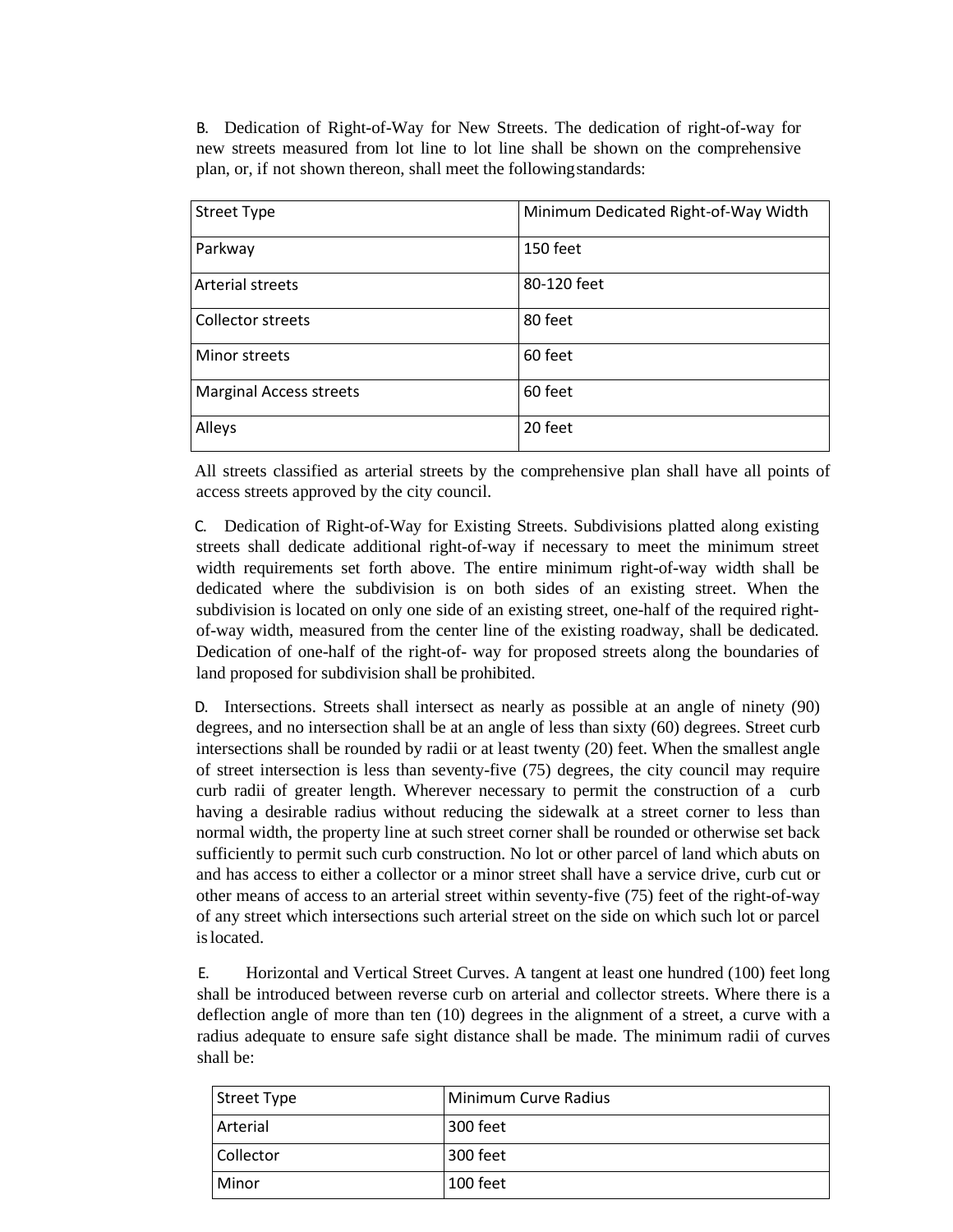B. Dedication of Right-of-Way for New Streets. The dedication of right-of-way for new streets measured from lot line to lot line shall be shown on the comprehensive plan, or, if not shown thereon, shall meet the following standards:

| Street Type | Minimum Dedicated Right-of-Way Width |
| --- | --- |
| Parkway | 150 feet |
| Arterial streets | 80-120 feet |
| Collector streets | 80 feet |
| Minor streets | 60 feet |
| Marginal Access streets | 60 feet |
| Alleys | 20 feet |

All streets classified as arterial streets by the comprehensive plan shall have all points of access streets approved by the city council.

C. Dedication of Right-of-Way for Existing Streets. Subdivisions platted along existing streets shall dedicate additional right-of-way if necessary to meet the minimum street width requirements set forth above. The entire minimum right-of-way width shall be dedicated where the subdivision is on both sides of an existing street. When the subdivision is located on only one side of an existing street, one-half of the required right-of-way width, measured from the center line of the existing roadway, shall be dedicated. Dedication of one-half of the right-of- way for proposed streets along the boundaries of land proposed for subdivision shall be prohibited.

D. Intersections. Streets shall intersect as nearly as possible at an angle of ninety (90) degrees, and no intersection shall be at an angle of less than sixty (60) degrees. Street curb intersections shall be rounded by radii or at least twenty (20) feet. When the smallest angle of street intersection is less than seventy-five (75) degrees, the city council may require curb radii of greater length. Wherever necessary to permit the construction of a curb having a desirable radius without reducing the sidewalk at a street corner to less than normal width, the property line at such street corner shall be rounded or otherwise set back sufficiently to permit such curb construction. No lot or other parcel of land which abuts on and has access to either a collector or a minor street shall have a service drive, curb cut or other means of access to an arterial street within seventy-five (75) feet of the right-of-way of any street which intersections such arterial street on the side on which such lot or parcel is located.

E. Horizontal and Vertical Street Curves. A tangent at least one hundred (100) feet long shall be introduced between reverse curb on arterial and collector streets. Where there is a deflection angle of more than ten (10) degrees in the alignment of a street, a curve with a radius adequate to ensure safe sight distance shall be made. The minimum radii of curves shall be:

| Street Type | Minimum Curve Radius |
| --- | --- |
| Arterial | 300 feet |
| Collector | 300 feet |
| Minor | 100 feet |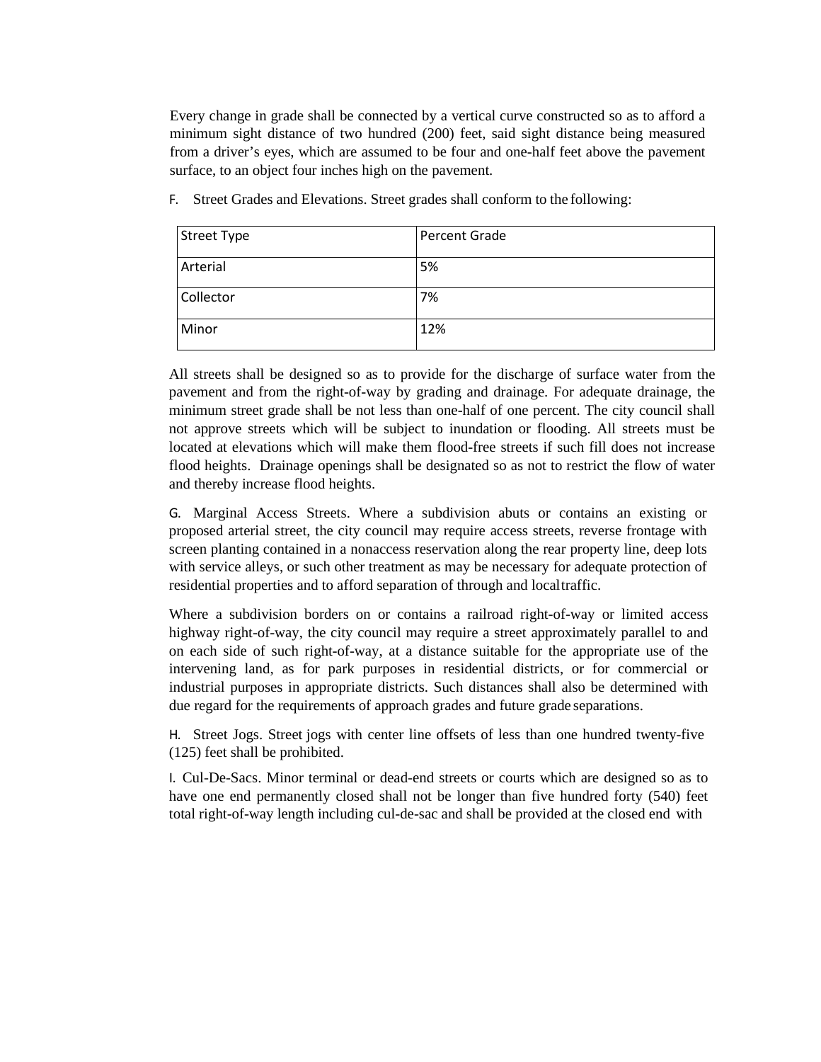Every change in grade shall be connected by a vertical curve constructed so as to afford a minimum sight distance of two hundred (200) feet, said sight distance being measured from a driver's eyes, which are assumed to be four and one-half feet above the pavement surface, to an object four inches high on the pavement.

F. Street Grades and Elevations. Street grades shall conform to the following:

| Street Type | Percent Grade |
|---|---|
| Arterial | 5% |
| Collector | 7% |
| Minor | 12% |

All streets shall be designed so as to provide for the discharge of surface water from the pavement and from the right-of-way by grading and drainage. For adequate drainage, the minimum street grade shall be not less than one-half of one percent. The city council shall not approve streets which will be subject to inundation or flooding. All streets must be located at elevations which will make them flood-free streets if such fill does not increase flood heights. Drainage openings shall be designated so as not to restrict the flow of water and thereby increase flood heights.

G. Marginal Access Streets. Where a subdivision abuts or contains an existing or proposed arterial street, the city council may require access streets, reverse frontage with screen planting contained in a nonaccess reservation along the rear property line, deep lots with service alleys, or such other treatment as may be necessary for adequate protection of residential properties and to afford separation of through and local traffic.

Where a subdivision borders on or contains a railroad right-of-way or limited access highway right-of-way, the city council may require a street approximately parallel to and on each side of such right-of-way, at a distance suitable for the appropriate use of the intervening land, as for park purposes in residential districts, or for commercial or industrial purposes in appropriate districts. Such distances shall also be determined with due regard for the requirements of approach grades and future grade separations.

H. Street Jogs. Street jogs with center line offsets of less than one hundred twenty-five (125) feet shall be prohibited.

I. Cul-De-Sacs. Minor terminal or dead-end streets or courts which are designed so as to have one end permanently closed shall not be longer than five hundred forty (540) feet total right-of-way length including cul-de-sac and shall be provided at the closed end with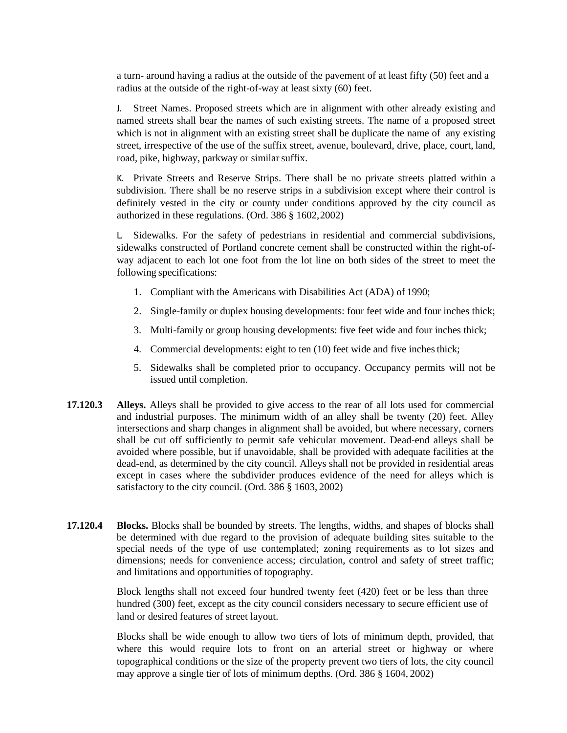a turn- around having a radius at the outside of the pavement of at least fifty (50) feet and a radius at the outside of the right-of-way at least sixty (60) feet.

J. Street Names. Proposed streets which are in alignment with other already existing and named streets shall bear the names of such existing streets. The name of a proposed street which is not in alignment with an existing street shall be duplicate the name of any existing street, irrespective of the use of the suffix street, avenue, boulevard, drive, place, court, land, road, pike, highway, parkway or similar suffix.

K. Private Streets and Reserve Strips. There shall be no private streets platted within a subdivision. There shall be no reserve strips in a subdivision except where their control is definitely vested in the city or county under conditions approved by the city council as authorized in these regulations. (Ord. 386 § 1602, 2002)

L. Sidewalks. For the safety of pedestrians in residential and commercial subdivisions, sidewalks constructed of Portland concrete cement shall be constructed within the right-of-way adjacent to each lot one foot from the lot line on both sides of the street to meet the following specifications:

1. Compliant with the Americans with Disabilities Act (ADA) of 1990;
2. Single-family or duplex housing developments: four feet wide and four inches thick;
3. Multi-family or group housing developments: five feet wide and four inches thick;
4. Commercial developments: eight to ten (10) feet wide and five inches thick;
5. Sidewalks shall be completed prior to occupancy. Occupancy permits will not be issued until completion.

**17.120.3 Alleys.** Alleys shall be provided to give access to the rear of all lots used for commercial and industrial purposes. The minimum width of an alley shall be twenty (20) feet. Alley intersections and sharp changes in alignment shall be avoided, but where necessary, corners shall be cut off sufficiently to permit safe vehicular movement. Dead-end alleys shall be avoided where possible, but if unavoidable, shall be provided with adequate facilities at the dead-end, as determined by the city council. Alleys shall not be provided in residential areas except in cases where the subdivider produces evidence of the need for alleys which is satisfactory to the city council. (Ord. 386 § 1603, 2002)

**17.120.4 Blocks.** Blocks shall be bounded by streets. The lengths, widths, and shapes of blocks shall be determined with due regard to the provision of adequate building sites suitable to the special needs of the type of use contemplated; zoning requirements as to lot sizes and dimensions; needs for convenience access; circulation, control and safety of street traffic; and limitations and opportunities of topography.

Block lengths shall not exceed four hundred twenty feet (420) feet or be less than three hundred (300) feet, except as the city council considers necessary to secure efficient use of land or desired features of street layout.

Blocks shall be wide enough to allow two tiers of lots of minimum depth, provided, that where this would require lots to front on an arterial street or highway or where topographical conditions or the size of the property prevent two tiers of lots, the city council may approve a single tier of lots of minimum depths. (Ord. 386 § 1604, 2002)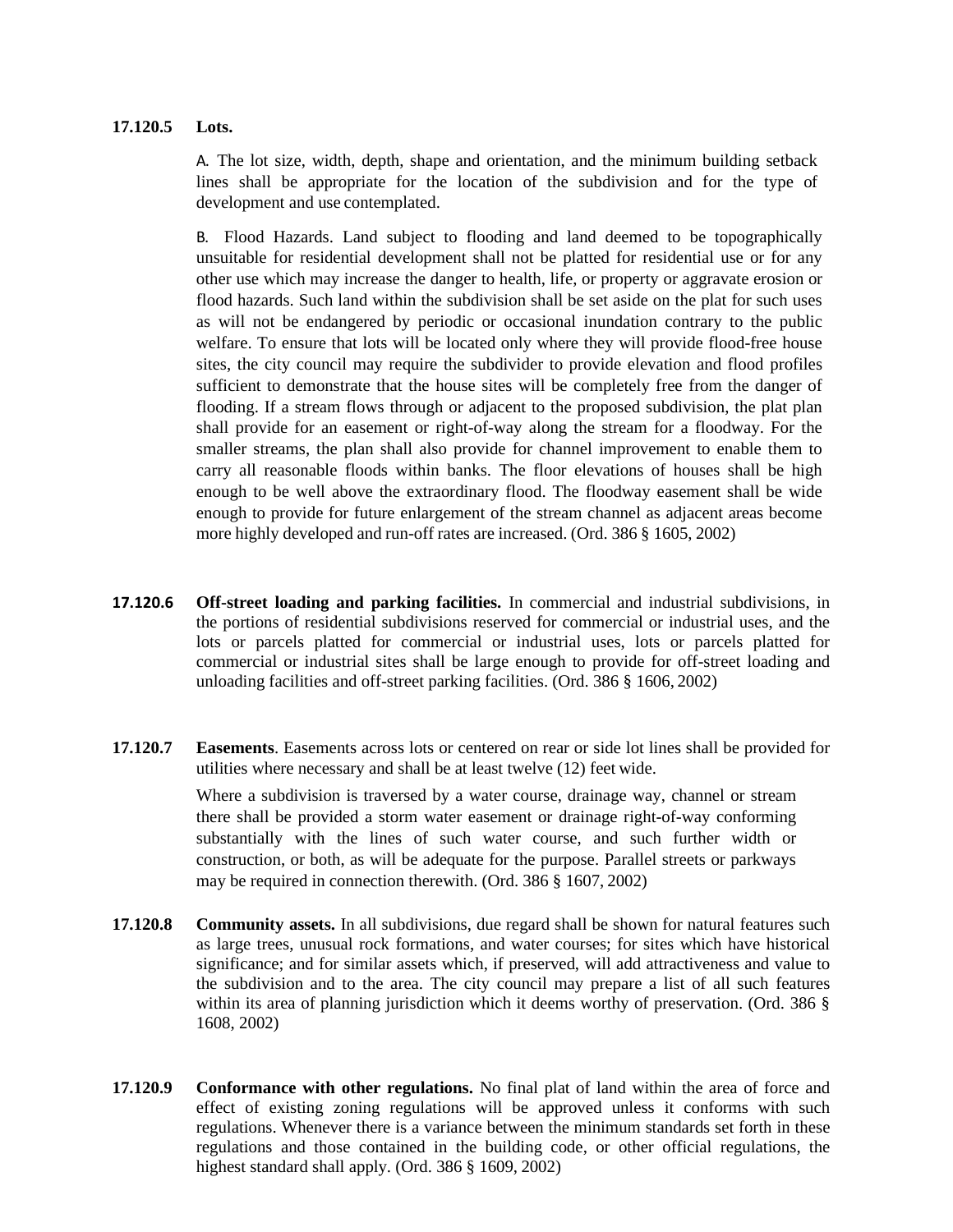**17.120.5 Lots.**

A. The lot size, width, depth, shape and orientation, and the minimum building setback lines shall be appropriate for the location of the subdivision and for the type of development and use contemplated.

B. Flood Hazards. Land subject to flooding and land deemed to be topographically unsuitable for residential development shall not be platted for residential use or for any other use which may increase the danger to health, life, or property or aggravate erosion or flood hazards. Such land within the subdivision shall be set aside on the plat for such uses as will not be endangered by periodic or occasional inundation contrary to the public welfare. To ensure that lots will be located only where they will provide flood-free house sites, the city council may require the subdivider to provide elevation and flood profiles sufficient to demonstrate that the house sites will be completely free from the danger of flooding. If a stream flows through or adjacent to the proposed subdivision, the plat plan shall provide for an easement or right-of-way along the stream for a floodway. For the smaller streams, the plan shall also provide for channel improvement to enable them to carry all reasonable floods within banks. The floor elevations of houses shall be high enough to be well above the extraordinary flood. The floodway easement shall be wide enough to provide for future enlargement of the stream channel as adjacent areas become more highly developed and run-off rates are increased. (Ord. 386 § 1605, 2002)

**17.120.6 Off-street loading and parking facilities.** In commercial and industrial subdivisions, in the portions of residential subdivisions reserved for commercial or industrial uses, and the lots or parcels platted for commercial or industrial uses, lots or parcels platted for commercial or industrial sites shall be large enough to provide for off-street loading and unloading facilities and off-street parking facilities. (Ord. 386 § 1606, 2002)

**17.120.7 Easements**. Easements across lots or centered on rear or side lot lines shall be provided for utilities where necessary and shall be at least twelve (12) feet wide.

Where a subdivision is traversed by a water course, drainage way, channel or stream there shall be provided a storm water easement or drainage right-of-way conforming substantially with the lines of such water course, and such further width or construction, or both, as will be adequate for the purpose. Parallel streets or parkways may be required in connection therewith. (Ord. 386 § 1607, 2002)

**17.120.8 Community assets.** In all subdivisions, due regard shall be shown for natural features such as large trees, unusual rock formations, and water courses; for sites which have historical significance; and for similar assets which, if preserved, will add attractiveness and value to the subdivision and to the area. The city council may prepare a list of all such features within its area of planning jurisdiction which it deems worthy of preservation. (Ord. 386 § 1608, 2002)

**17.120.9 Conformance with other regulations.** No final plat of land within the area of force and effect of existing zoning regulations will be approved unless it conforms with such regulations. Whenever there is a variance between the minimum standards set forth in these regulations and those contained in the building code, or other official regulations, the highest standard shall apply. (Ord. 386 § 1609, 2002)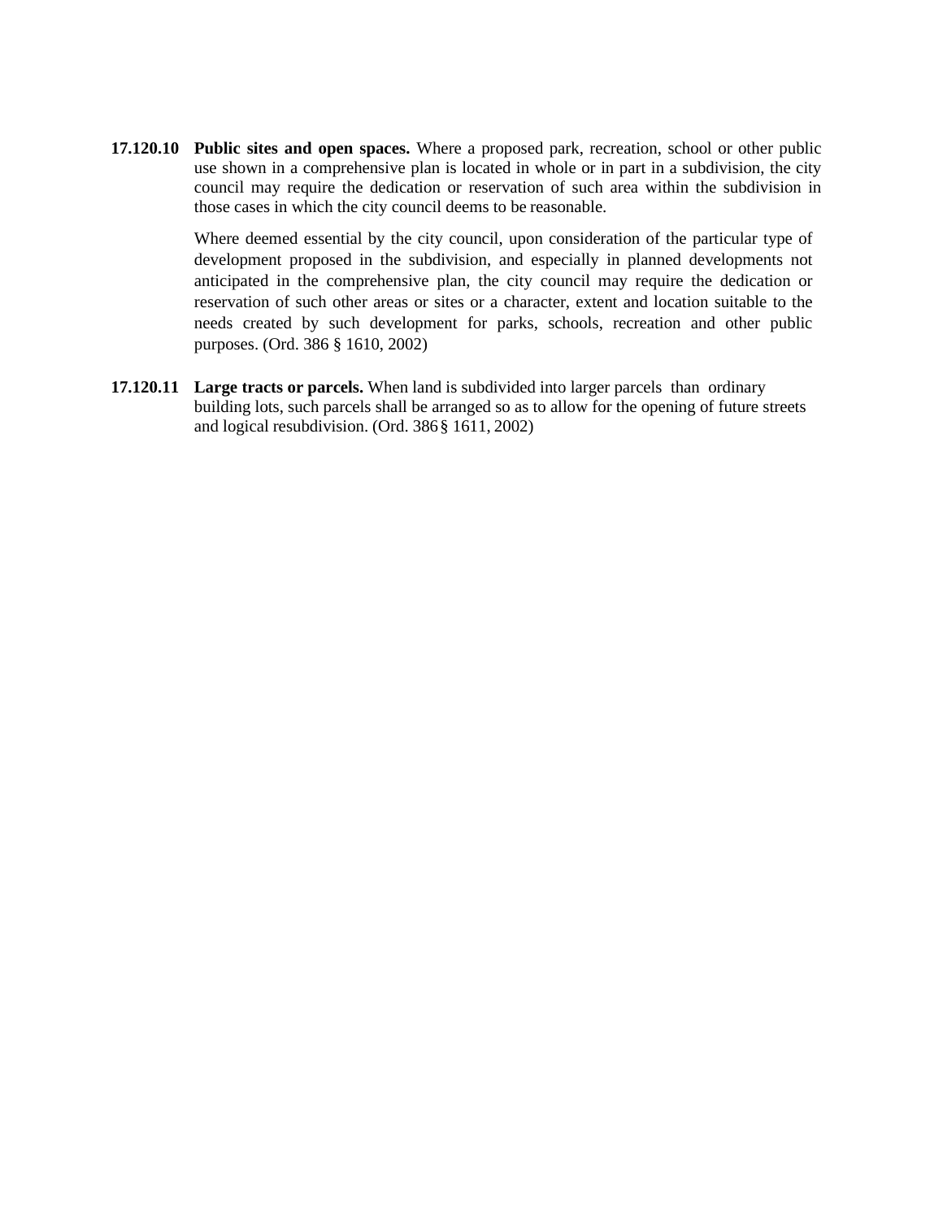**17.120.10 Public sites and open spaces.** Where a proposed park, recreation, school or other public use shown in a comprehensive plan is located in whole or in part in a subdivision, the city council may require the dedication or reservation of such area within the subdivision in those cases in which the city council deems to be reasonable.

Where deemed essential by the city council, upon consideration of the particular type of development proposed in the subdivision, and especially in planned developments not anticipated in the comprehensive plan, the city council may require the dedication or reservation of such other areas or sites or a character, extent and location suitable to the needs created by such development for parks, schools, recreation and other public purposes. (Ord. 386 § 1610, 2002)

**17.120.11 Large tracts or parcels.** When land is subdivided into larger parcels than ordinary building lots, such parcels shall be arranged so as to allow for the opening of future streets and logical resubdivision. (Ord. 386 § 1611, 2002)